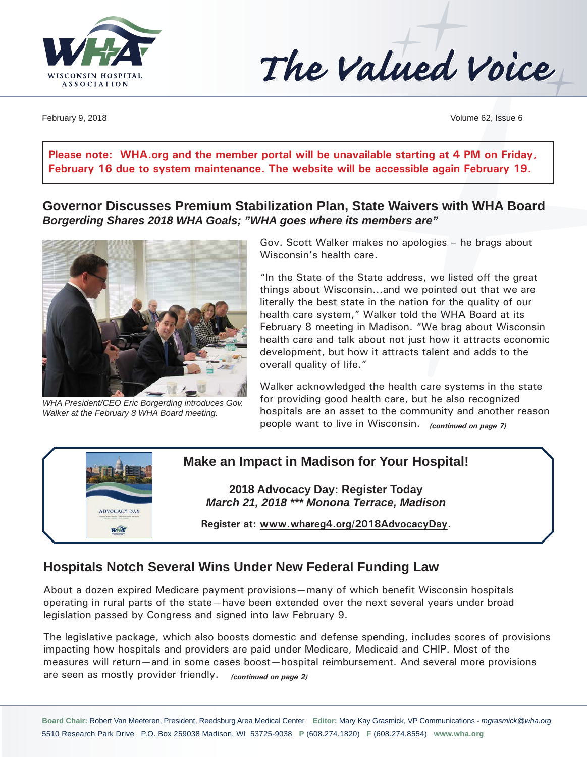# The Valued Voice

February 9, 2018

**Please note: WHA.org and the member portal will be unavailable starting at 4 PM on Friday, February 16 due to system maintenance. The website will be accessible again February 19.**

## Governor Discusses Premium Stabilization Plan, State Waivers with WHA Board

***Borgerding Shares 2018 WHA Goals; "WHA goes where its members are"***

*WHA President/CEO Eric Borgerding introduces Gov. Walker at the February 8 WHA Board meeting.*

Gov. Scott Walker makes no apologies – he brags about Wisconsin's health care.

"In the State of the State address, we listed off the great things about Wisconsin…and we pointed out that we are literally the best state in the nation for the quality of our health care system," Walker told the WHA Board at its February 8 meeting in Madison. "We brag about Wisconsin health care and talk about not just how it attracts economic development, but how it attracts talent and adds to the overall quality of life."

Walker acknowledged the health care systems in the state for providing good health care, but he also recognized hospitals are an asset to the community and another reason people want to live in Wisconsin. ***(continued on page 7)***

---

### Make an Impact in Madison for Your Hospital!

**2018 Advocacy Day: Register Today**

***March 21, 2018 *** Monona Terrace, Madison***

**Register at: www.whareg4.org/2018AdvocacyDay.**

---

## Hospitals Notch Several Wins Under New Federal Funding Law

About a dozen expired Medicare payment provisions—many of which benefit Wisconsin hospitals operating in rural parts of the state—have been extended over the next several years under broad legislation passed by Congress and signed into law February 9.

The legislative package, which also boosts domestic and defense spending, includes scores of provisions impacting how hospitals and providers are paid under Medicare, Medicaid and CHIP. Most of the measures will return—and in some cases boost—hospital reimbursement. And several more provisions are seen as mostly provider friendly. ***(continued on page 2)***

---

**Board Chair:** Robert Van Meeteren, President, Reedsburg Area Medical Center **Editor:** Mary Kay Grasmick, VP Communications - *mgrasmick@wha.org*
5510 Research Park Drive P.O. Box 259038 Madison, WI 53725-9038 **P** (608.274.1820) **F** (608.274.8554) **www.wha.org**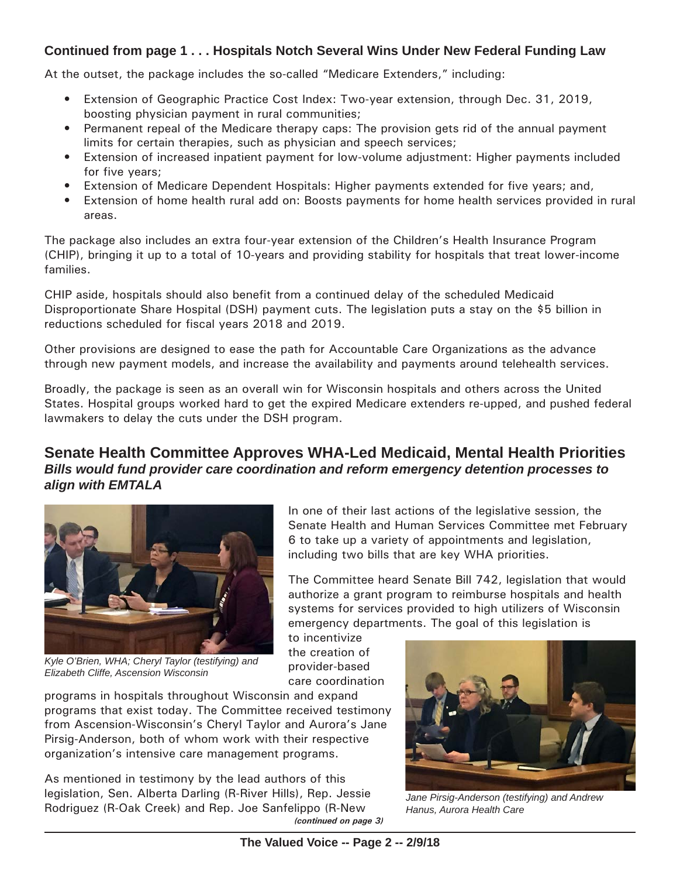### Continued from page 1 . . . Hospitals Notch Several Wins Under New Federal Funding Law

At the outset, the package includes the so-called "Medicare Extenders," including:

- Extension of Geographic Practice Cost Index: Two-year extension, through Dec. 31, 2019, boosting physician payment in rural communities;
- Permanent repeal of the Medicare therapy caps: The provision gets rid of the annual payment limits for certain therapies, such as physician and speech services;
- Extension of increased inpatient payment for low-volume adjustment: Higher payments included for five years;
- Extension of Medicare Dependent Hospitals: Higher payments extended for five years; and,
- Extension of home health rural add on: Boosts payments for home health services provided in rural areas.

The package also includes an extra four-year extension of the Children's Health Insurance Program (CHIP), bringing it up to a total of 10-years and providing stability for hospitals that treat lower-income families.

CHIP aside, hospitals should also benefit from a continued delay of the scheduled Medicaid Disproportionate Share Hospital (DSH) payment cuts. The legislation puts a stay on the $5 billion in reductions scheduled for fiscal years 2018 and 2019.

Other provisions are designed to ease the path for Accountable Care Organizations as the advance through new payment models, and increase the availability and payments around telehealth services.

Broadly, the package is seen as an overall win for Wisconsin hospitals and others across the United States. Hospital groups worked hard to get the expired Medicare extenders re-upped, and pushed federal lawmakers to delay the cuts under the DSH program.

## Senate Health Committee Approves WHA-Led Medicaid, Mental Health Priorities

***Bills would fund provider care coordination and reform emergency detention processes to align with EMTALA***

*Kyle O'Brien, WHA; Cheryl Taylor (testifying) and Elizabeth Cliffe, Ascension Wisconsin*

In one of their last actions of the legislative session, the Senate Health and Human Services Committee met February 6 to take up a variety of appointments and legislation, including two bills that are key WHA priorities.

The Committee heard Senate Bill 742, legislation that would authorize a grant program to reimburse hospitals and health systems for services provided to high utilizers of Wisconsin emergency departments. The goal of this legislation is to incentivize the creation of provider-based care coordination programs in hospitals throughout Wisconsin and expand programs that exist today. The Committee received testimony from Ascension-Wisconsin's Cheryl Taylor and Aurora's Jane Pirsig-Anderson, both of whom work with their respective organization's intensive care management programs.

*Jane Pirsig-Anderson (testifying) and Andrew Hanus, Aurora Health Care*

As mentioned in testimony by the lead authors of this legislation, Sen. Alberta Darling (R-River Hills), Rep. Jessie Rodriguez (R-Oak Creek) and Rep. Joe Sanfelippo (R-New

*(continued on page 3)*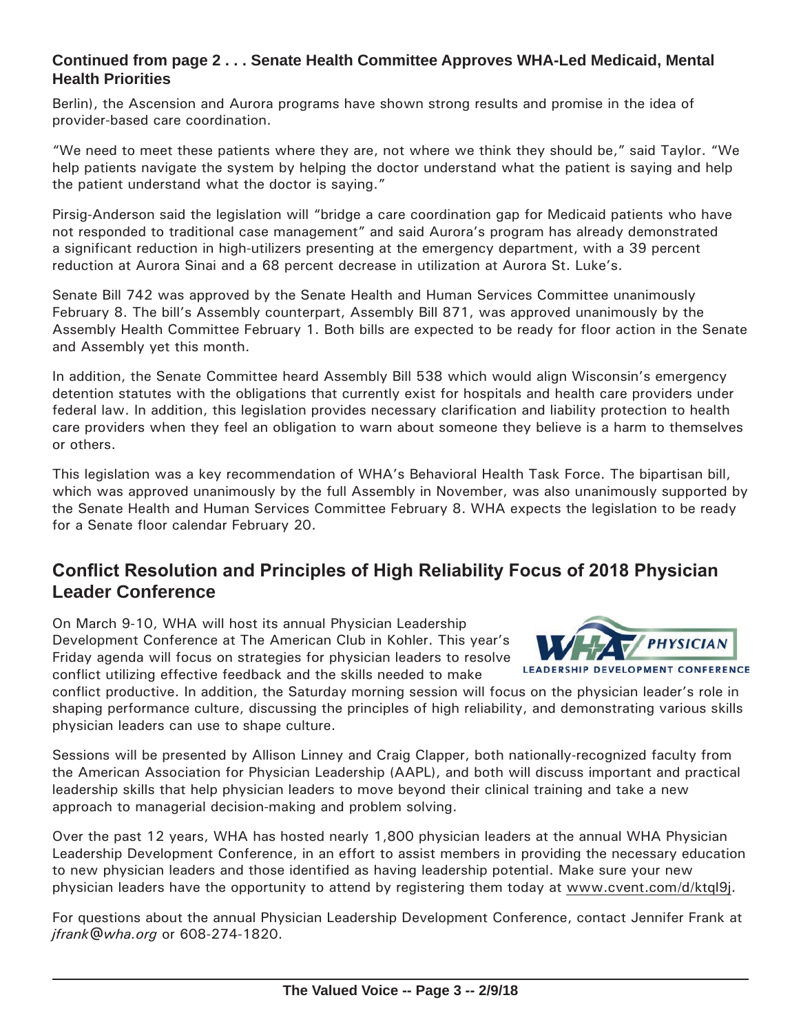**Continued from page 2 . . . Senate Health Committee Approves WHA-Led Medicaid, Mental Health Priorities**

Berlin), the Ascension and Aurora programs have shown strong results and promise in the idea of provider-based care coordination.

"We need to meet these patients where they are, not where we think they should be," said Taylor. "We help patients navigate the system by helping the doctor understand what the patient is saying and help the patient understand what the doctor is saying."

Pirsig-Anderson said the legislation will "bridge a care coordination gap for Medicaid patients who have not responded to traditional case management" and said Aurora's program has already demonstrated a significant reduction in high-utilizers presenting at the emergency department, with a 39 percent reduction at Aurora Sinai and a 68 percent decrease in utilization at Aurora St. Luke's.

Senate Bill 742 was approved by the Senate Health and Human Services Committee unanimously February 8. The bill's Assembly counterpart, Assembly Bill 871, was approved unanimously by the Assembly Health Committee February 1. Both bills are expected to be ready for floor action in the Senate and Assembly yet this month.

In addition, the Senate Committee heard Assembly Bill 538 which would align Wisconsin's emergency detention statutes with the obligations that currently exist for hospitals and health care providers under federal law. In addition, this legislation provides necessary clarification and liability protection to health care providers when they feel an obligation to warn about someone they believe is a harm to themselves or others.

This legislation was a key recommendation of WHA's Behavioral Health Task Force. The bipartisan bill, which was approved unanimously by the full Assembly in November, was also unanimously supported by the Senate Health and Human Services Committee February 8. WHA expects the legislation to be ready for a Senate floor calendar February 20.

## Conflict Resolution and Principles of High Reliability Focus of 2018 Physician Leader Conference

On March 9-10, WHA will host its annual Physician Leadership Development Conference at The American Club in Kohler. This year's Friday agenda will focus on strategies for physician leaders to resolve conflict utilizing effective feedback and the skills needed to make conflict productive. In addition, the Saturday morning session will focus on the physician leader's role in shaping performance culture, discussing the principles of high reliability, and demonstrating various skills physician leaders can use to shape culture.

Sessions will be presented by Allison Linney and Craig Clapper, both nationally-recognized faculty from the American Association for Physician Leadership (AAPL), and both will discuss important and practical leadership skills that help physician leaders to move beyond their clinical training and take a new approach to managerial decision-making and problem solving.

Over the past 12 years, WHA has hosted nearly 1,800 physician leaders at the annual WHA Physician Leadership Development Conference, in an effort to assist members in providing the necessary education to new physician leaders and those identified as having leadership potential. Make sure your new physician leaders have the opportunity to attend by registering them today at www.cvent.com/d/ktql9j.

For questions about the annual Physician Leadership Development Conference, contact Jennifer Frank at *jfrank@wha.org* or 608-274-1820.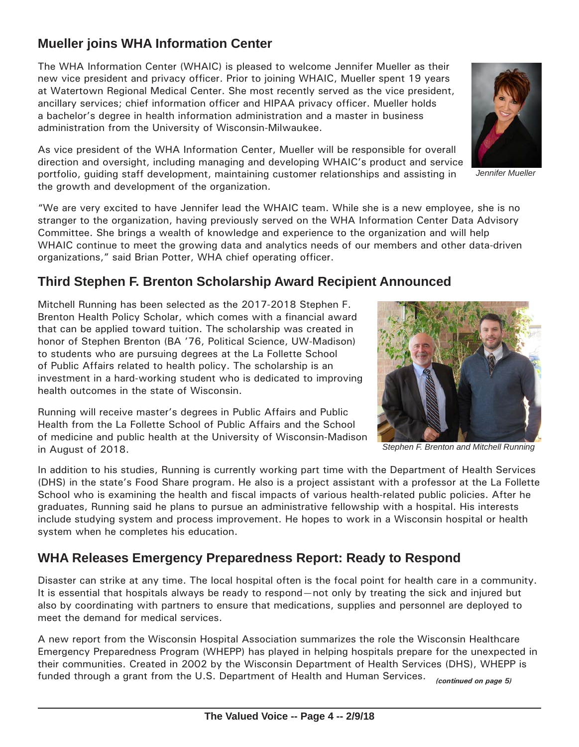## Mueller joins WHA Information Center

The WHA Information Center (WHAIC) is pleased to welcome Jennifer Mueller as their new vice president and privacy officer. Prior to joining WHAIC, Mueller spent 19 years at Watertown Regional Medical Center. She most recently served as the vice president, ancillary services; chief information officer and HIPAA privacy officer. Mueller holds a bachelor's degree in health information administration and a master in business administration from the University of Wisconsin-Milwaukee.

*Jennifer Mueller*

As vice president of the WHA Information Center, Mueller will be responsible for overall direction and oversight, including managing and developing WHAIC's product and service portfolio, guiding staff development, maintaining customer relationships and assisting in the growth and development of the organization.

"We are very excited to have Jennifer lead the WHAIC team. While she is a new employee, she is no stranger to the organization, having previously served on the WHA Information Center Data Advisory Committee. She brings a wealth of knowledge and experience to the organization and will help WHAIC continue to meet the growing data and analytics needs of our members and other data-driven organizations," said Brian Potter, WHA chief operating officer.

## Third Stephen F. Brenton Scholarship Award Recipient Announced

Mitchell Running has been selected as the 2017-2018 Stephen F. Brenton Health Policy Scholar, which comes with a financial award that can be applied toward tuition. The scholarship was created in honor of Stephen Brenton (BA '76, Political Science, UW-Madison) to students who are pursuing degrees at the La Follette School of Public Affairs related to health policy. The scholarship is an investment in a hard-working student who is dedicated to improving health outcomes in the state of Wisconsin.

Running will receive master's degrees in Public Affairs and Public Health from the La Follette School of Public Affairs and the School of medicine and public health at the University of Wisconsin-Madison in August of 2018.

*Stephen F. Brenton and Mitchell Running*

In addition to his studies, Running is currently working part time with the Department of Health Services (DHS) in the state's Food Share program. He also is a project assistant with a professor at the La Follette School who is examining the health and fiscal impacts of various health-related public policies. After he graduates, Running said he plans to pursue an administrative fellowship with a hospital. His interests include studying system and process improvement. He hopes to work in a Wisconsin hospital or health system when he completes his education.

## WHA Releases Emergency Preparedness Report: Ready to Respond

Disaster can strike at any time. The local hospital often is the focal point for health care in a community. It is essential that hospitals always be ready to respond—not only by treating the sick and injured but also by coordinating with partners to ensure that medications, supplies and personnel are deployed to meet the demand for medical services.

A new report from the Wisconsin Hospital Association summarizes the role the Wisconsin Healthcare Emergency Preparedness Program (WHEPP) has played in helping hospitals prepare for the unexpected in their communities. Created in 2002 by the Wisconsin Department of Health Services (DHS), WHEPP is funded through a grant from the U.S. Department of Health and Human Services. ***(continued on page 5)***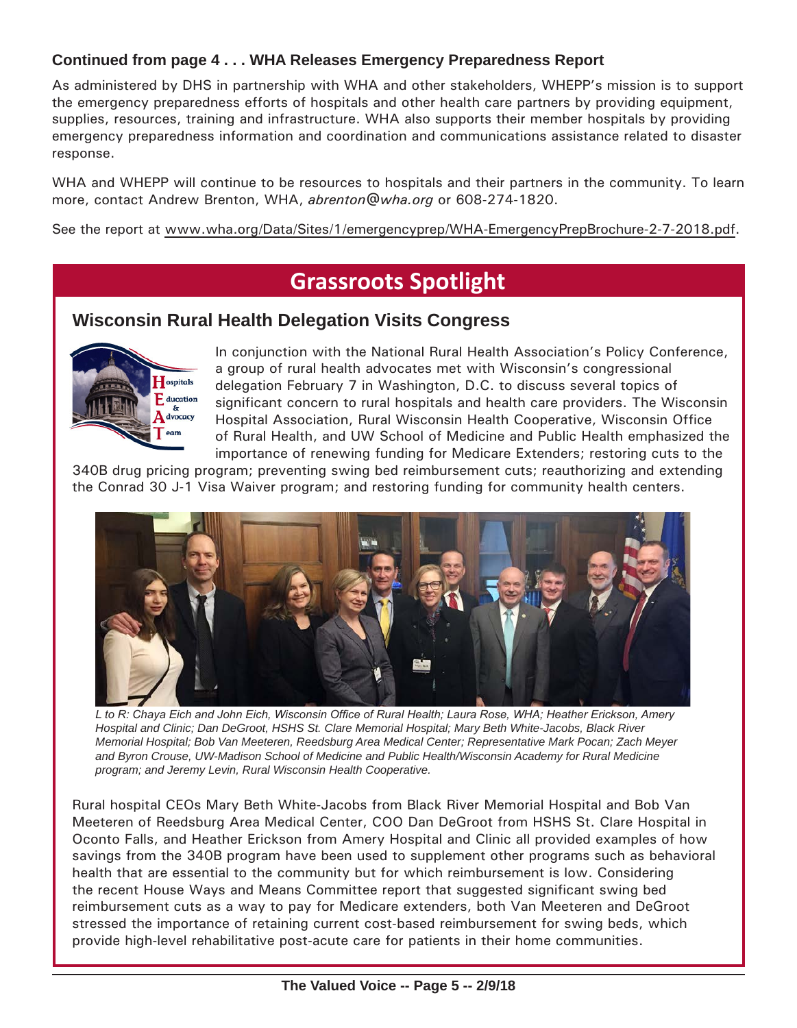**Continued from page 4 . . . WHA Releases Emergency Preparedness Report**

As administered by DHS in partnership with WHA and other stakeholders, WHEPP's mission is to support the emergency preparedness efforts of hospitals and other health care partners by providing equipment, supplies, resources, training and infrastructure. WHA also supports their member hospitals by providing emergency preparedness information and coordination and communications assistance related to disaster response.

WHA and WHEPP will continue to be resources to hospitals and their partners in the community. To learn more, contact Andrew Brenton, WHA, *abrenton@wha.org* or 608-274-1820.

See the report at www.wha.org/Data/Sites/1/emergencyprep/WHA-EmergencyPrepBrochure-2-7-2018.pdf.

# Grassroots Spotlight

## Wisconsin Rural Health Delegation Visits Congress

In conjunction with the National Rural Health Association's Policy Conference, a group of rural health advocates met with Wisconsin's congressional delegation February 7 in Washington, D.C. to discuss several topics of significant concern to rural hospitals and health care providers. The Wisconsin Hospital Association, Rural Wisconsin Health Cooperative, Wisconsin Office of Rural Health, and UW School of Medicine and Public Health emphasized the importance of renewing funding for Medicare Extenders; restoring cuts to the 340B drug pricing program; preventing swing bed reimbursement cuts; reauthorizing and extending the Conrad 30 J-1 Visa Waiver program; and restoring funding for community health centers.

*L to R: Chaya Eich and John Eich, Wisconsin Office of Rural Health; Laura Rose, WHA; Heather Erickson, Amery Hospital and Clinic; Dan DeGroot, HSHS St. Clare Memorial Hospital; Mary Beth White-Jacobs, Black River Memorial Hospital; Bob Van Meeteren, Reedsburg Area Medical Center; Representative Mark Pocan; Zach Meyer and Byron Crouse, UW-Madison School of Medicine and Public Health/Wisconsin Academy for Rural Medicine program; and Jeremy Levin, Rural Wisconsin Health Cooperative.*

Rural hospital CEOs Mary Beth White-Jacobs from Black River Memorial Hospital and Bob Van Meeteren of Reedsburg Area Medical Center, COO Dan DeGroot from HSHS St. Clare Hospital in Oconto Falls, and Heather Erickson from Amery Hospital and Clinic all provided examples of how savings from the 340B program have been used to supplement other programs such as behavioral health that are essential to the community but for which reimbursement is low. Considering the recent House Ways and Means Committee report that suggested significant swing bed reimbursement cuts as a way to pay for Medicare extenders, both Van Meeteren and DeGroot stressed the importance of retaining current cost-based reimbursement for swing beds, which provide high-level rehabilitative post-acute care for patients in their home communities.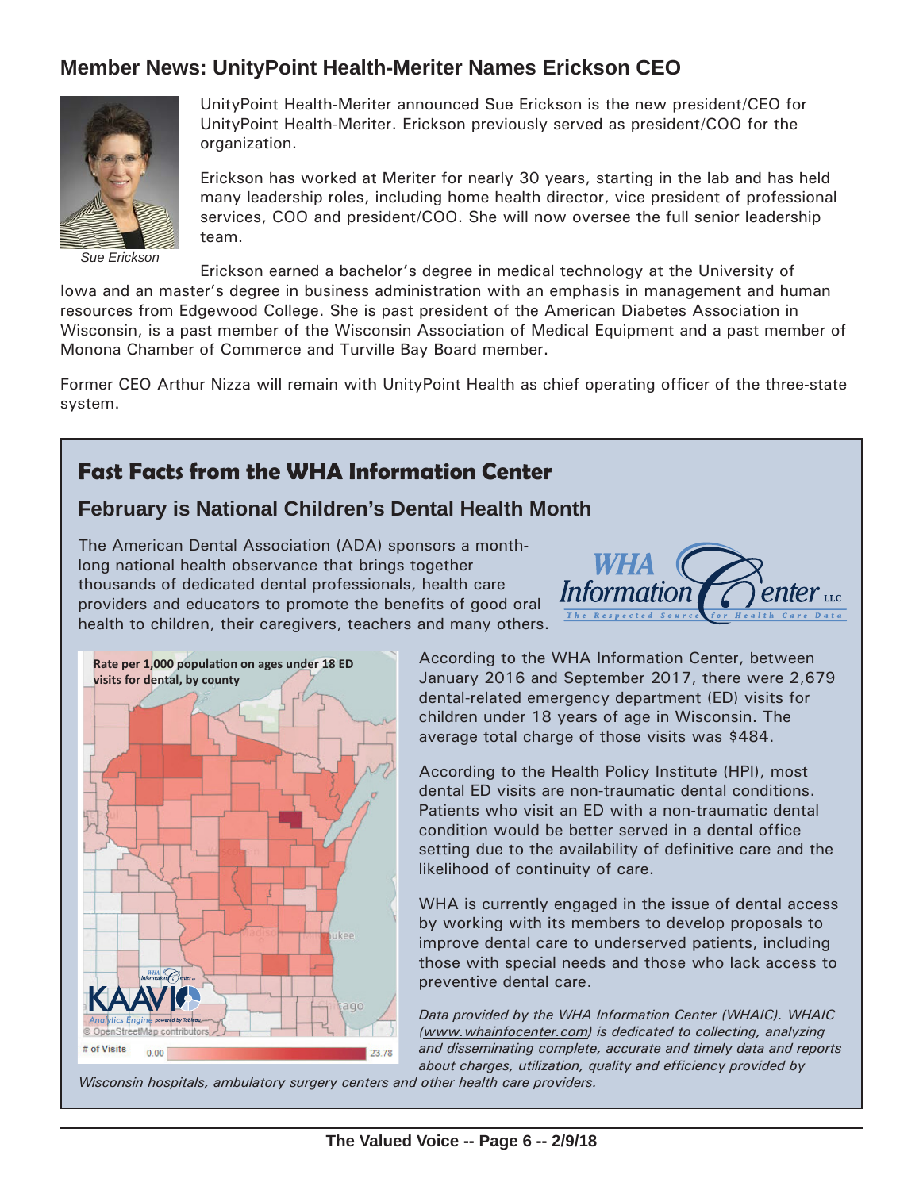## Member News: UnityPoint Health-Meriter Names Erickson CEO

Sue Erickson

UnityPoint Health-Meriter announced Sue Erickson is the new president/CEO for UnityPoint Health-Meriter. Erickson previously served as president/COO for the organization.

Erickson has worked at Meriter for nearly 30 years, starting in the lab and has held many leadership roles, including home health director, vice president of professional services, COO and president/COO. She will now oversee the full senior leadership team.

Erickson earned a bachelor's degree in medical technology at the University of Iowa and an master's degree in business administration with an emphasis in management and human resources from Edgewood College. She is past president of the American Diabetes Association in Wisconsin, is a past member of the Wisconsin Association of Medical Equipment and a past member of Monona Chamber of Commerce and Turville Bay Board member.

Former CEO Arthur Nizza will remain with UnityPoint Health as chief operating officer of the three-state system.

## Fast Facts from the WHA Information Center

### February is National Children's Dental Health Month

The American Dental Association (ADA) sponsors a month-long national health observance that brings together thousands of dedicated dental professionals, health care providers and educators to promote the benefits of good oral health to children, their caregivers, teachers and many others.

Rate per 1,000 population on ages under 18 ED visits for dental, by county

# of Visits 0.00 – 23.78

According to the WHA Information Center, between January 2016 and September 2017, there were 2,679 dental-related emergency department (ED) visits for children under 18 years of age in Wisconsin. The average total charge of those visits was $484.

According to the Health Policy Institute (HPI), most dental ED visits are non-traumatic dental conditions. Patients who visit an ED with a non-traumatic dental condition would be better served in a dental office setting due to the availability of definitive care and the likelihood of continuity of care.

WHA is currently engaged in the issue of dental access by working with its members to develop proposals to improve dental care to underserved patients, including those with special needs and those who lack access to preventive dental care.

*Data provided by the WHA Information Center (WHAIC). WHAIC (www.whainfocenter.com) is dedicated to collecting, analyzing and disseminating complete, accurate and timely data and reports about charges, utilization, quality and efficiency provided by Wisconsin hospitals, ambulatory surgery centers and other health care providers.*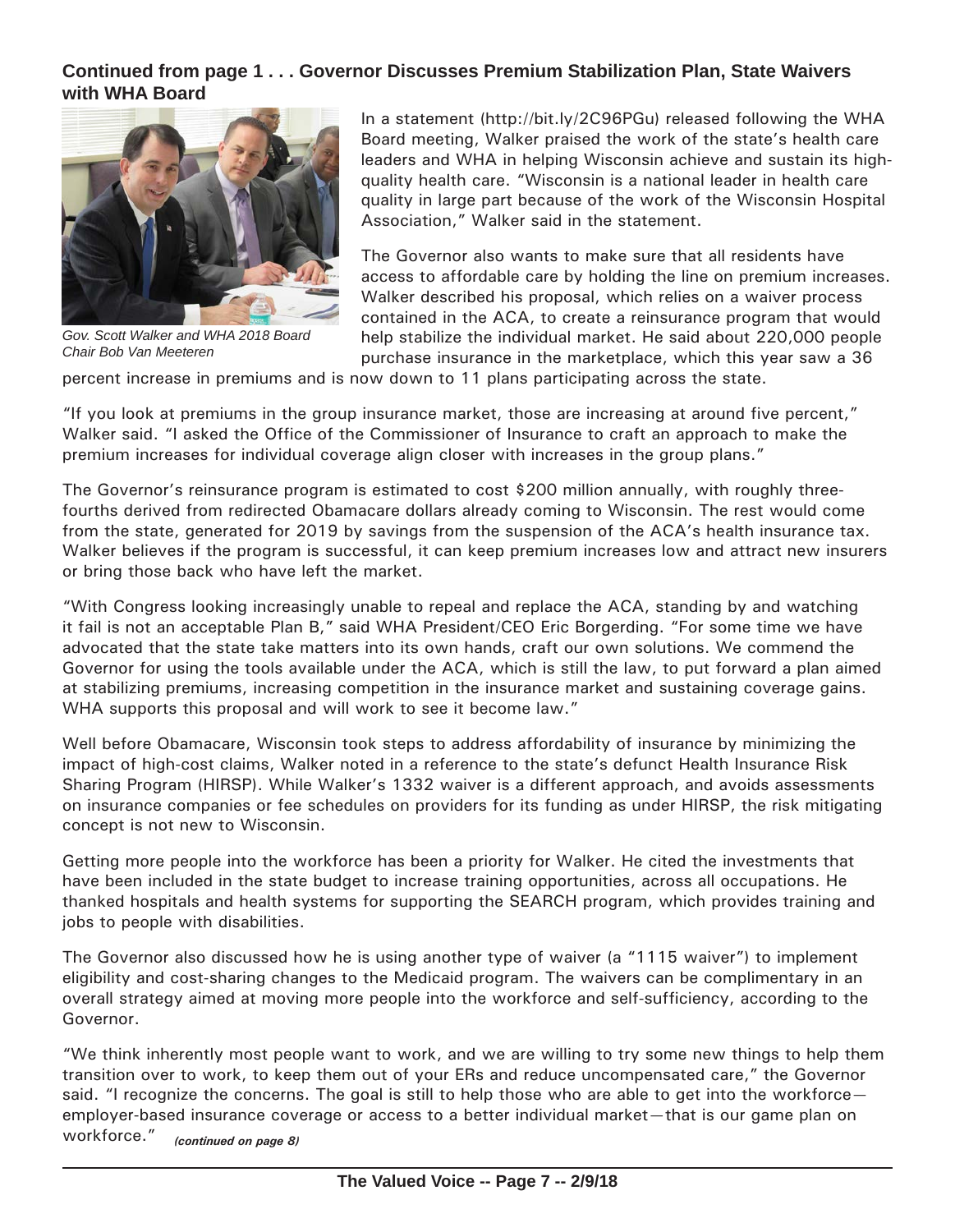**Continued from page 1 . . . Governor Discusses Premium Stabilization Plan, State Waivers with WHA Board**

*Gov. Scott Walker and WHA 2018 Board Chair Bob Van Meeteren*

In a statement (http://bit.ly/2C96PGu) released following the WHA Board meeting, Walker praised the work of the state's health care leaders and WHA in helping Wisconsin achieve and sustain its high-quality health care. "Wisconsin is a national leader in health care quality in large part because of the work of the Wisconsin Hospital Association," Walker said in the statement.

The Governor also wants to make sure that all residents have access to affordable care by holding the line on premium increases. Walker described his proposal, which relies on a waiver process contained in the ACA, to create a reinsurance program that would help stabilize the individual market. He said about 220,000 people purchase insurance in the marketplace, which this year saw a 36 percent increase in premiums and is now down to 11 plans participating across the state.

"If you look at premiums in the group insurance market, those are increasing at around five percent," Walker said. "I asked the Office of the Commissioner of Insurance to craft an approach to make the premium increases for individual coverage align closer with increases in the group plans."

The Governor's reinsurance program is estimated to cost $200 million annually, with roughly three-fourths derived from redirected Obamacare dollars already coming to Wisconsin. The rest would come from the state, generated for 2019 by savings from the suspension of the ACA's health insurance tax. Walker believes if the program is successful, it can keep premium increases low and attract new insurers or bring those back who have left the market.

"With Congress looking increasingly unable to repeal and replace the ACA, standing by and watching it fail is not an acceptable Plan B," said WHA President/CEO Eric Borgerding. "For some time we have advocated that the state take matters into its own hands, craft our own solutions. We commend the Governor for using the tools available under the ACA, which is still the law, to put forward a plan aimed at stabilizing premiums, increasing competition in the insurance market and sustaining coverage gains. WHA supports this proposal and will work to see it become law."

Well before Obamacare, Wisconsin took steps to address affordability of insurance by minimizing the impact of high-cost claims, Walker noted in a reference to the state's defunct Health Insurance Risk Sharing Program (HIRSP). While Walker's 1332 waiver is a different approach, and avoids assessments on insurance companies or fee schedules on providers for its funding as under HIRSP, the risk mitigating concept is not new to Wisconsin.

Getting more people into the workforce has been a priority for Walker. He cited the investments that have been included in the state budget to increase training opportunities, across all occupations. He thanked hospitals and health systems for supporting the SEARCH program, which provides training and jobs to people with disabilities.

The Governor also discussed how he is using another type of waiver (a "1115 waiver") to implement eligibility and cost-sharing changes to the Medicaid program. The waivers can be complimentary in an overall strategy aimed at moving more people into the workforce and self-sufficiency, according to the Governor.

"We think inherently most people want to work, and we are willing to try some new things to help them transition over to work, to keep them out of your ERs and reduce uncompensated care," the Governor said. "I recognize the concerns. The goal is still to help those who are able to get into the workforce—employer-based insurance coverage or access to a better individual market—that is our game plan on workforce." ***(continued on page 8)***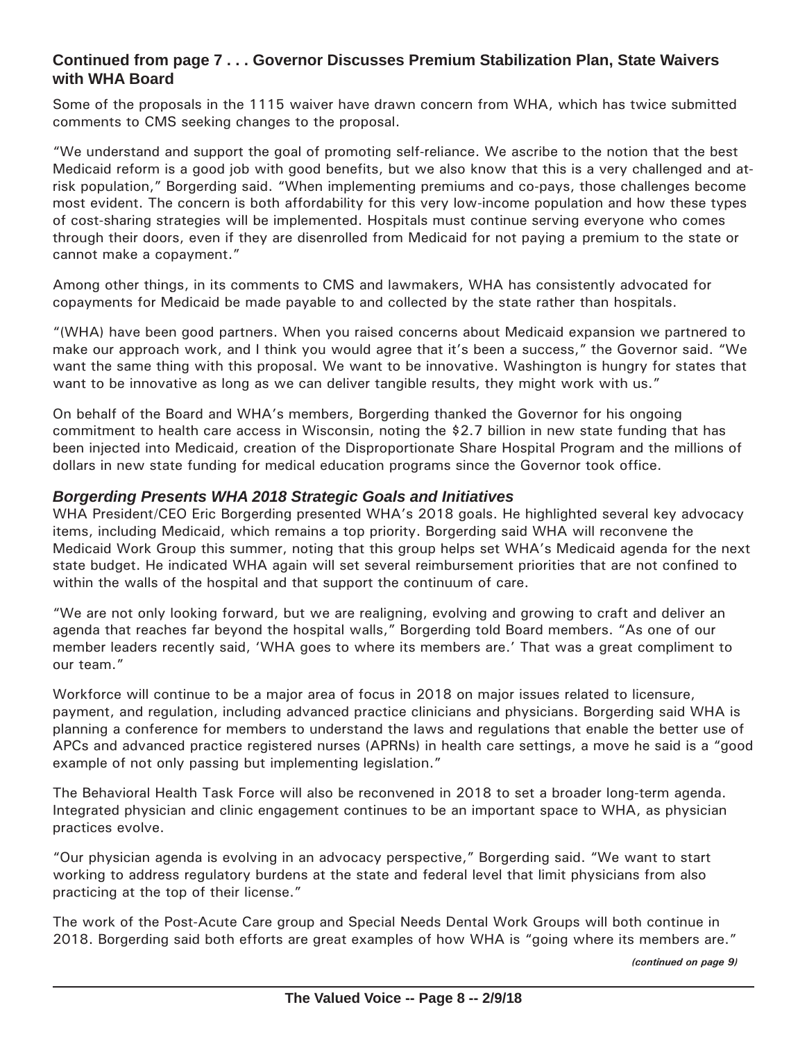### Continued from page 7 . . . Governor Discusses Premium Stabilization Plan, State Waivers with WHA Board

Some of the proposals in the 1115 waiver have drawn concern from WHA, which has twice submitted comments to CMS seeking changes to the proposal.

"We understand and support the goal of promoting self-reliance. We ascribe to the notion that the best Medicaid reform is a good job with good benefits, but we also know that this is a very challenged and at-risk population," Borgerding said. "When implementing premiums and co-pays, those challenges become most evident. The concern is both affordability for this very low-income population and how these types of cost-sharing strategies will be implemented. Hospitals must continue serving everyone who comes through their doors, even if they are disenrolled from Medicaid for not paying a premium to the state or cannot make a copayment."

Among other things, in its comments to CMS and lawmakers, WHA has consistently advocated for copayments for Medicaid be made payable to and collected by the state rather than hospitals.

"(WHA) have been good partners. When you raised concerns about Medicaid expansion we partnered to make our approach work, and I think you would agree that it's been a success," the Governor said. "We want the same thing with this proposal. We want to be innovative. Washington is hungry for states that want to be innovative as long as we can deliver tangible results, they might work with us."

On behalf of the Board and WHA's members, Borgerding thanked the Governor for his ongoing commitment to health care access in Wisconsin, noting the $2.7 billion in new state funding that has been injected into Medicaid, creation of the Disproportionate Share Hospital Program and the millions of dollars in new state funding for medical education programs since the Governor took office.

### *Borgerding Presents WHA 2018 Strategic Goals and Initiatives*

WHA President/CEO Eric Borgerding presented WHA's 2018 goals. He highlighted several key advocacy items, including Medicaid, which remains a top priority. Borgerding said WHA will reconvene the Medicaid Work Group this summer, noting that this group helps set WHA's Medicaid agenda for the next state budget. He indicated WHA again will set several reimbursement priorities that are not confined to within the walls of the hospital and that support the continuum of care.

"We are not only looking forward, but we are realigning, evolving and growing to craft and deliver an agenda that reaches far beyond the hospital walls," Borgerding told Board members. "As one of our member leaders recently said, 'WHA goes to where its members are.' That was a great compliment to our team."

Workforce will continue to be a major area of focus in 2018 on major issues related to licensure, payment, and regulation, including advanced practice clinicians and physicians. Borgerding said WHA is planning a conference for members to understand the laws and regulations that enable the better use of APCs and advanced practice registered nurses (APRNs) in health care settings, a move he said is a "good example of not only passing but implementing legislation."

The Behavioral Health Task Force will also be reconvened in 2018 to set a broader long-term agenda. Integrated physician and clinic engagement continues to be an important space to WHA, as physician practices evolve.

"Our physician agenda is evolving in an advocacy perspective," Borgerding said. "We want to start working to address regulatory burdens at the state and federal level that limit physicians from also practicing at the top of their license."

The work of the Post-Acute Care group and Special Needs Dental Work Groups will both continue in 2018. Borgerding said both efforts are great examples of how WHA is "going where its members are."

*(continued on page 9)*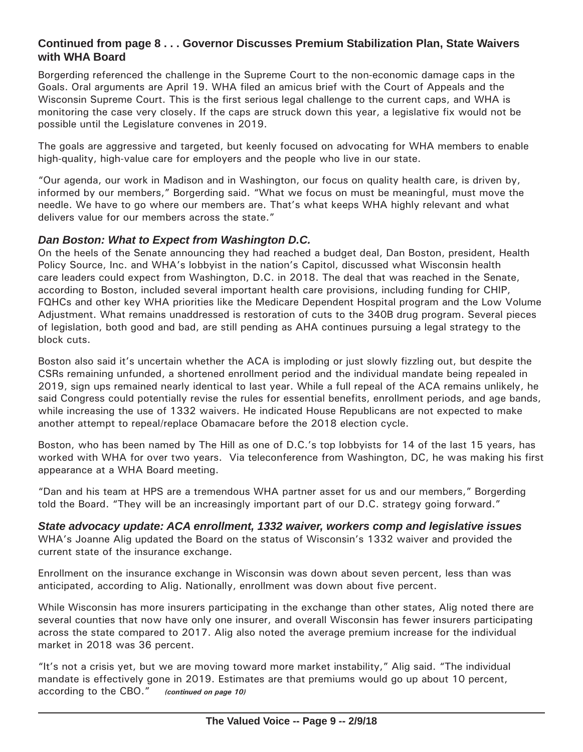### Continued from page 8 . . . Governor Discusses Premium Stabilization Plan, State Waivers with WHA Board

Borgerding referenced the challenge in the Supreme Court to the non-economic damage caps in the Goals. Oral arguments are April 19. WHA filed an amicus brief with the Court of Appeals and the Wisconsin Supreme Court. This is the first serious legal challenge to the current caps, and WHA is monitoring the case very closely. If the caps are struck down this year, a legislative fix would not be possible until the Legislature convenes in 2019.

The goals are aggressive and targeted, but keenly focused on advocating for WHA members to enable high-quality, high-value care for employers and the people who live in our state.

"Our agenda, our work in Madison and in Washington, our focus on quality health care, is driven by, informed by our members," Borgerding said. "What we focus on must be meaningful, must move the needle. We have to go where our members are. That's what keeps WHA highly relevant and what delivers value for our members across the state."

#### *Dan Boston: What to Expect from Washington D.C.*

On the heels of the Senate announcing they had reached a budget deal, Dan Boston, president, Health Policy Source, Inc. and WHA's lobbyist in the nation's Capitol, discussed what Wisconsin health care leaders could expect from Washington, D.C. in 2018. The deal that was reached in the Senate, according to Boston, included several important health care provisions, including funding for CHIP, FQHCs and other key WHA priorities like the Medicare Dependent Hospital program and the Low Volume Adjustment. What remains unaddressed is restoration of cuts to the 340B drug program. Several pieces of legislation, both good and bad, are still pending as AHA continues pursuing a legal strategy to the block cuts.

Boston also said it's uncertain whether the ACA is imploding or just slowly fizzling out, but despite the CSRs remaining unfunded, a shortened enrollment period and the individual mandate being repealed in 2019, sign ups remained nearly identical to last year. While a full repeal of the ACA remains unlikely, he said Congress could potentially revise the rules for essential benefits, enrollment periods, and age bands, while increasing the use of 1332 waivers. He indicated House Republicans are not expected to make another attempt to repeal/replace Obamacare before the 2018 election cycle.

Boston, who has been named by The Hill as one of D.C.'s top lobbyists for 14 of the last 15 years, has worked with WHA for over two years. Via teleconference from Washington, DC, he was making his first appearance at a WHA Board meeting.

"Dan and his team at HPS are a tremendous WHA partner asset for us and our members," Borgerding told the Board. "They will be an increasingly important part of our D.C. strategy going forward."

#### *State advocacy update: ACA enrollment, 1332 waiver, workers comp and legislative issues*

WHA's Joanne Alig updated the Board on the status of Wisconsin's 1332 waiver and provided the current state of the insurance exchange.

Enrollment on the insurance exchange in Wisconsin was down about seven percent, less than was anticipated, according to Alig. Nationally, enrollment was down about five percent.

While Wisconsin has more insurers participating in the exchange than other states, Alig noted there are several counties that now have only one insurer, and overall Wisconsin has fewer insurers participating across the state compared to 2017. Alig also noted the average premium increase for the individual market in 2018 was 36 percent.

"It's not a crisis yet, but we are moving toward more market instability," Alig said. "The individual mandate is effectively gone in 2019. Estimates are that premiums would go up about 10 percent, according to the CBO." ***(continued on page 10)***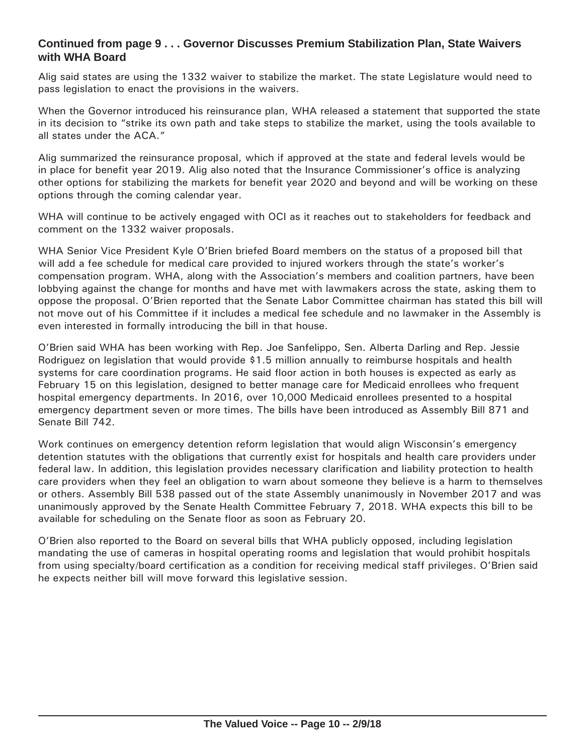### Continued from page 9 . . . Governor Discusses Premium Stabilization Plan, State Waivers with WHA Board

Alig said states are using the 1332 waiver to stabilize the market. The state Legislature would need to pass legislation to enact the provisions in the waivers.

When the Governor introduced his reinsurance plan, WHA released a statement that supported the state in its decision to "strike its own path and take steps to stabilize the market, using the tools available to all states under the ACA."

Alig summarized the reinsurance proposal, which if approved at the state and federal levels would be in place for benefit year 2019. Alig also noted that the Insurance Commissioner's office is analyzing other options for stabilizing the markets for benefit year 2020 and beyond and will be working on these options through the coming calendar year.

WHA will continue to be actively engaged with OCI as it reaches out to stakeholders for feedback and comment on the 1332 waiver proposals.

WHA Senior Vice President Kyle O'Brien briefed Board members on the status of a proposed bill that will add a fee schedule for medical care provided to injured workers through the state's worker's compensation program. WHA, along with the Association's members and coalition partners, have been lobbying against the change for months and have met with lawmakers across the state, asking them to oppose the proposal. O'Brien reported that the Senate Labor Committee chairman has stated this bill will not move out of his Committee if it includes a medical fee schedule and no lawmaker in the Assembly is even interested in formally introducing the bill in that house.

O'Brien said WHA has been working with Rep. Joe Sanfelippo, Sen. Alberta Darling and Rep. Jessie Rodriguez on legislation that would provide $1.5 million annually to reimburse hospitals and health systems for care coordination programs. He said floor action in both houses is expected as early as February 15 on this legislation, designed to better manage care for Medicaid enrollees who frequent hospital emergency departments. In 2016, over 10,000 Medicaid enrollees presented to a hospital emergency department seven or more times. The bills have been introduced as Assembly Bill 871 and Senate Bill 742.

Work continues on emergency detention reform legislation that would align Wisconsin's emergency detention statutes with the obligations that currently exist for hospitals and health care providers under federal law. In addition, this legislation provides necessary clarification and liability protection to health care providers when they feel an obligation to warn about someone they believe is a harm to themselves or others. Assembly Bill 538 passed out of the state Assembly unanimously in November 2017 and was unanimously approved by the Senate Health Committee February 7, 2018. WHA expects this bill to be available for scheduling on the Senate floor as soon as February 20.

O'Brien also reported to the Board on several bills that WHA publicly opposed, including legislation mandating the use of cameras in hospital operating rooms and legislation that would prohibit hospitals from using specialty/board certification as a condition for receiving medical staff privileges. O'Brien said he expects neither bill will move forward this legislative session.